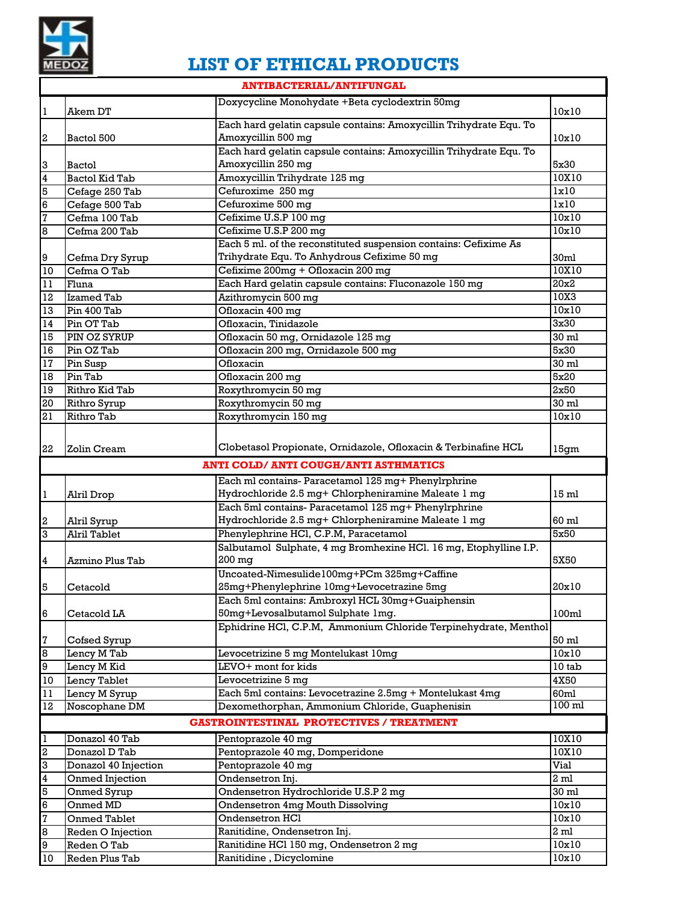MEDOZ

# LIST OF ETHICAL PRODUCTS

| | | | |
|---|---|---|---|
| **ANTIBACTERIAL/ANTIFUNGAL** | | | |
| 1 | Akem DT | Doxycycline Monohydate +Beta cyclodextrin 50mg | 10x10 |
| 2 | Bactol 500 | Each hard gelatin capsule contains: Amoxycillin Trihydrate Equ. To Amoxycillin 500 mg | 10x10 |
| 3 | Bactol | Each hard gelatin capsule contains: Amoxycillin Trihydrate Equ. To Amoxycillin 250 mg | 5x30 |
| 4 | Bactol Kid Tab | Amoxycillin Trihydrate 125 mg | 10X10 |
| 5 | Cefage 250 Tab | Cefuroxime 250 mg | 1x10 |
| 6 | Cefage 500 Tab | Cefuroxime 500 mg | 1x10 |
| 7 | Cefma 100 Tab | Cefixime U.S.P 100 mg | 10x10 |
| 8 | Cefma 200 Tab | Cefixime U.S.P 200 mg | 10x10 |
| 9 | Cefma Dry Syrup | Each 5 ml. of the reconstituted suspension contains: Cefixime As Trihydrate Equ. To Anhydrous Cefixime 50 mg | 30ml |
| 10 | Cefma O Tab | Cefixime 200mg + Ofloxacin 200 mg | 10X10 |
| 11 | Fluna | Each Hard gelatin capsule contains: Fluconazole 150 mg | 20x2 |
| 12 | Izamed Tab | Azithromycin 500 mg | 10X3 |
| 13 | Pin 400 Tab | Ofloxacin 400 mg | 10x10 |
| 14 | Pin OT Tab | Ofloxacin, Tinidazole | 3x30 |
| 15 | PIN OZ SYRUP | Ofloxacin 50 mg, Ornidazole 125 mg | 30 ml |
| 16 | Pin OZ Tab | Ofloxacin 200 mg, Ornidazole 500 mg | 5x30 |
| 17 | Pin Susp | Ofloxacin | 30 ml |
| 18 | Pin Tab | Ofloxacin 200 mg | 5x20 |
| 19 | Rithro Kid Tab | Roxythromycin 50 mg | 2x50 |
| 20 | Rithro Syrup | Roxythromycin 50 mg | 30 ml |
| 21 | Rithro Tab | Roxythromycin 150 mg | 10x10 |
| 22 | Zolin Cream | Clobetasol Propionate, Ornidazole, Ofloxacin & Terbinafine HCL | 15gm |
| **ANTI COLD/ ANTI COUGH/ANTI ASTHMATICS** | | | |
| 1 | Alril Drop | Each ml contains- Paracetamol 125 mg+ Phenylrphrine Hydrochloride 2.5 mg+ Chlorpheniramine Maleate 1 mg | 15 ml |
| 2 | Alril Syrup | Each 5ml contains- Paracetamol 125 mg+ Phenylrphrine Hydrochloride 2.5 mg+ Chlorpheniramine Maleate 1 mg | 60 ml |
| 3 | Alril Tablet | Phenylephrine HCl, C.P.M, Paracetamol | 5x50 |
| 4 | Azmino Plus Tab | Salbutamol Sulphate, 4 mg Bromhexine HCl. 16 mg, Etophylline I.P. 200 mg | 5X50 |
| 5 | Cetacold | Uncoated-Nimesulide100mg+PCm 325mg+Caffine 25mg+Phenylephrine 10mg+Levocetrazine 5mg | 20x10 |
| 6 | Cetacold LA | Each 5ml contains: Ambroxyl HCL 30mg+Guaiphensin 50mg+Levosalbutamol Sulphate 1mg. | 100ml |
| 7 | Cofsed Syrup | Ephidrine HCl, C.P.M, Ammonium Chloride Terpinehydrate, Menthol | 50 ml |
| 8 | Lency M Tab | Levocetrizine 5 mg Montelukast 10mg | 10x10 |
| 9 | Lency M Kid | LEVO+ mont for kids | 10 tab |
| 10 | Lency Tablet | Levocetrizine 5 mg | 4X50 |
| 11 | Lency M Syrup | Each 5ml contains: Levocetrazine 2.5mg + Montelukast 4mg | 60ml |
| 12 | Noscophane DM | Dexomethorphan, Ammonium Chloride, Guaphenisin | 100 ml |
| **GASTROINTESTINAL PROTECTIVES / TREATMENT** | | | |
| 1 | Donazol 40 Tab | Pentoprazole 40 mg | 10X10 |
| 2 | Donazol D Tab | Pentoprazole 40 mg, Domperidone | 10X10 |
| 3 | Donazol 40 Injection | Pentoprazole 40 mg | Vial |
| 4 | Onmed Injection | Ondensetron Inj. | 2 ml |
| 5 | Onmed Syrup | Ondensetron Hydrochloride U.S.P 2 mg | 30 ml |
| 6 | Onmed MD | Ondensetron 4mg Mouth Dissolving | 10x10 |
| 7 | Onmed Tablet | Ondensetron HCl | 10x10 |
| 8 | Reden O Injection | Ranitidine, Ondensetron Inj. | 2 ml |
| 9 | Reden O Tab | Ranitidine HCl 150 mg, Ondensetron 2 mg | 10x10 |
| 10 | Reden Plus Tab | Ranitidine , Dicyclomine | 10x10 |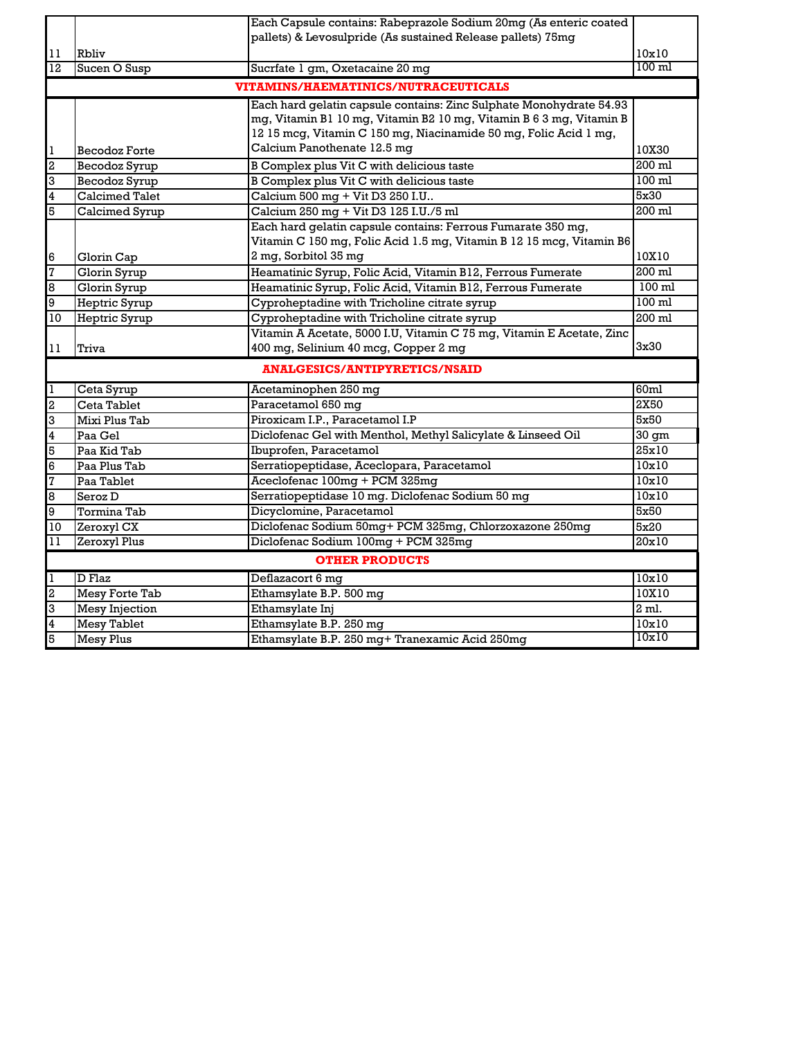| | | | |
|---|---|---|---|
| 11 | Rbliv | Each Capsule contains: Rabeprazole Sodium 20mg (As enteric coated pallets) & Levosulpride (As sustained Release pallets) 75mg | 10x10 |
| 12 | Sucen O Susp | Sucrfate 1 gm, Oxetacaine 20 mg | 100 ml |
| | | **VITAMINS/HAEMATINICS/NUTRACEUTICALS** | |
| 1 | Becodoz Forte | Each hard gelatin capsule contains: Zinc Sulphate Monohydrate 54.93 mg, Vitamin B1 10 mg, Vitamin B2 10 mg, Vitamin B 6 3 mg, Vitamin B 12 15 mcg, Vitamin C 150 mg, Niacinamide 50 mg, Folic Acid 1 mg, Calcium Panothenate 12.5 mg | 10X30 |
| 2 | Becodoz Syrup | B Complex plus Vit C with delicious taste | 200 ml |
| 3 | Becodoz Syrup | B Complex plus Vit C with delicious taste | 100 ml |
| 4 | Calcimed Talet | Calcium 500 mg + Vit D3 250 I.U.. | 5x30 |
| 5 | Calcimed Syrup | Calcium 250 mg + Vit D3 125 I.U./5 ml | 200 ml |
| 6 | Glorin Cap | Each hard gelatin capsule contains: Ferrous Fumarate 350 mg, Vitamin C 150 mg, Folic Acid 1.5 mg, Vitamin B 12 15 mcg, Vitamin B6 2 mg, Sorbitol 35 mg | 10X10 |
| 7 | Glorin Syrup | Heamatinic Syrup, Folic Acid, Vitamin B12, Ferrous Fumerate | 200 ml |
| 8 | Glorin Syrup | Heamatinic Syrup, Folic Acid, Vitamin B12, Ferrous Fumerate | 100 ml |
| 9 | Heptric Syrup | Cyproheptadine with Tricholine citrate syrup | 100 ml |
| 10 | Heptric Syrup | Cyproheptadine with Tricholine citrate syrup | 200 ml |
| 11 | Triva | Vitamin A Acetate, 5000 I.U, Vitamin C 75 mg, Vitamin E Acetate, Zinc 400 mg, Selinium 40 mcg, Copper 2 mg | 3x30 |
| | | **ANALGESICS/ANTIPYRETICS/NSAID** | |
| 1 | Ceta Syrup | Acetaminophen 250 mg | 60ml |
| 2 | Ceta Tablet | Paracetamol 650 mg | 2X50 |
| 3 | Mixi Plus Tab | Piroxicam I.P., Paracetamol I.P | 5x50 |
| 4 | Paa Gel | Diclofenac Gel with Menthol, Methyl Salicylate & Linseed Oil | 30 gm |
| 5 | Paa Kid Tab | Ibuprofen, Paracetamol | 25x10 |
| 6 | Paa Plus Tab | Serratiopeptidase, Aceclopara, Paracetamol | 10x10 |
| 7 | Paa Tablet | Aceclofenac 100mg + PCM 325mg | 10x10 |
| 8 | Seroz D | Serratiopeptidase 10 mg. Diclofenac Sodium 50 mg | 10x10 |
| 9 | Tormina Tab | Dicyclomine, Paracetamol | 5x50 |
| 10 | Zeroxyl CX | Diclofenac Sodium 50mg+ PCM 325mg, Chlorzoxazone 250mg | 5x20 |
| 11 | Zeroxyl Plus | Diclofenac Sodium 100mg + PCM 325mg | 20x10 |
| | | **OTHER PRODUCTS** | |
| 1 | D Flaz | Deflazacort 6 mg | 10x10 |
| 2 | Mesy Forte Tab | Ethamsylate B.P. 500 mg | 10X10 |
| 3 | Mesy Injection | Ethamsylate Inj | 2 ml. |
| 4 | Mesy Tablet | Ethamsylate B.P. 250 mg | 10x10 |
| 5 | Mesy Plus | Ethamsylate B.P. 250 mg+ Tranexamic Acid 250mg | 10x10 |